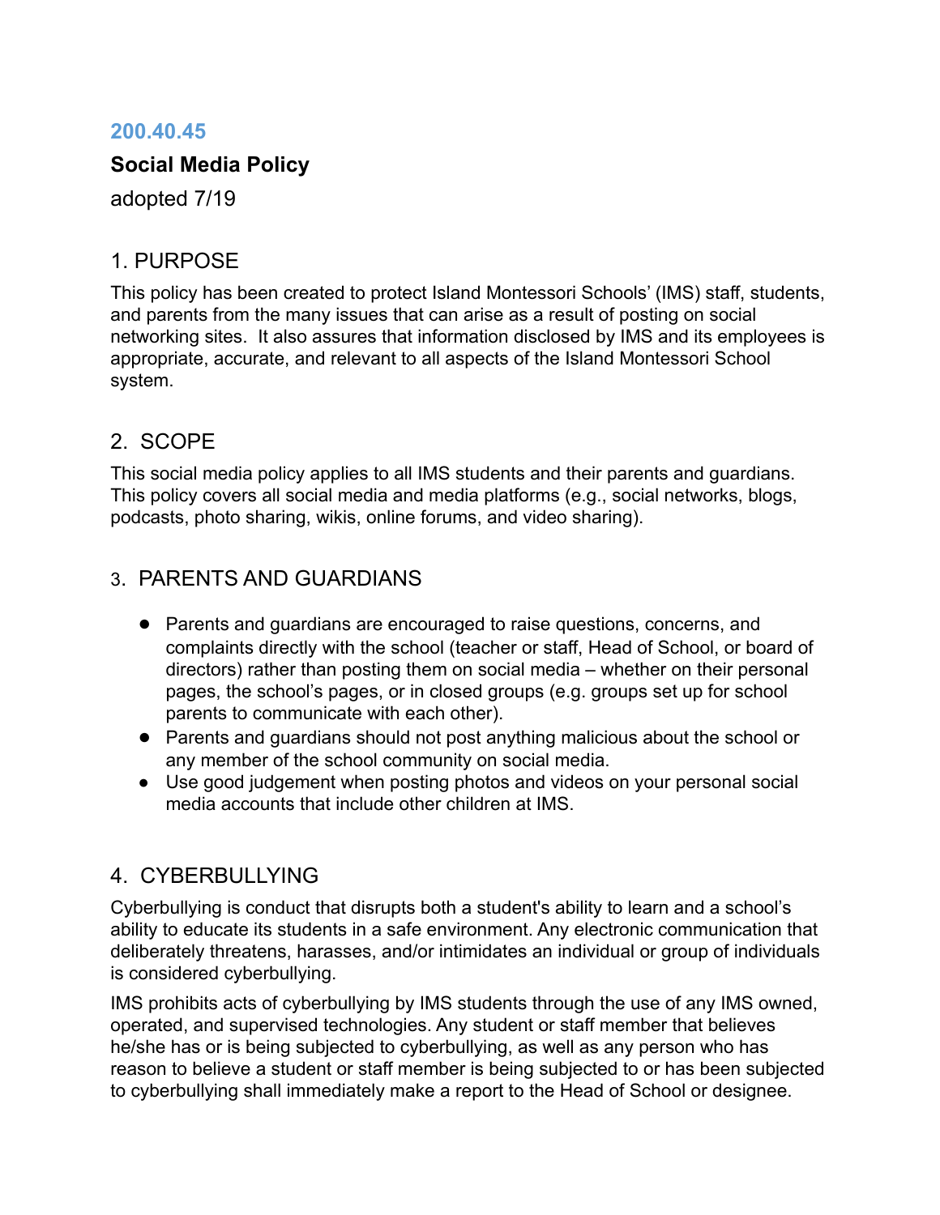## 200.40.45

### Social Media Policy

adopted 7/19

## 1. PURPOSE

This policy has been created to protect Island Montessori Schools' (IMS) staff, students, and parents from the many issues that can arise as a result of posting on social networking sites. It also assures that information disclosed by IMS and its employees is appropriate, accurate, and relevant to all aspects of the Island Montessori School system.

## 2. SCOPE

This social media policy applies to all IMS students and their parents and guardians. This policy covers all social media and media platforms (e.g., social networks, blogs, podcasts, photo sharing, wikis, online forums, and video sharing).

## 3. PARENTS AND GUARDIANS

- Parents and guardians are encouraged to raise questions, concerns, and complaints directly with the school (teacher or staff, Head of School, or board of directors) rather than posting them on social media – whether on their personal pages, the school's pages, or in closed groups (e.g. groups set up for school parents to communicate with each other).
- Parents and guardians should not post anything malicious about the school or any member of the school community on social media.
- Use good judgement when posting photos and videos on your personal social media accounts that include other children at IMS.

## 4. CYBERBULLYING

Cyberbullying is conduct that disrupts both a student's ability to learn and a school's ability to educate its students in a safe environment. Any electronic communication that deliberately threatens, harasses, and/or intimidates an individual or group of individuals is considered cyberbullying.

IMS prohibits acts of cyberbullying by IMS students through the use of any IMS owned, operated, and supervised technologies. Any student or staff member that believes he/she has or is being subjected to cyberbullying, as well as any person who has reason to believe a student or staff member is being subjected to or has been subjected to cyberbullying shall immediately make a report to the Head of School or designee.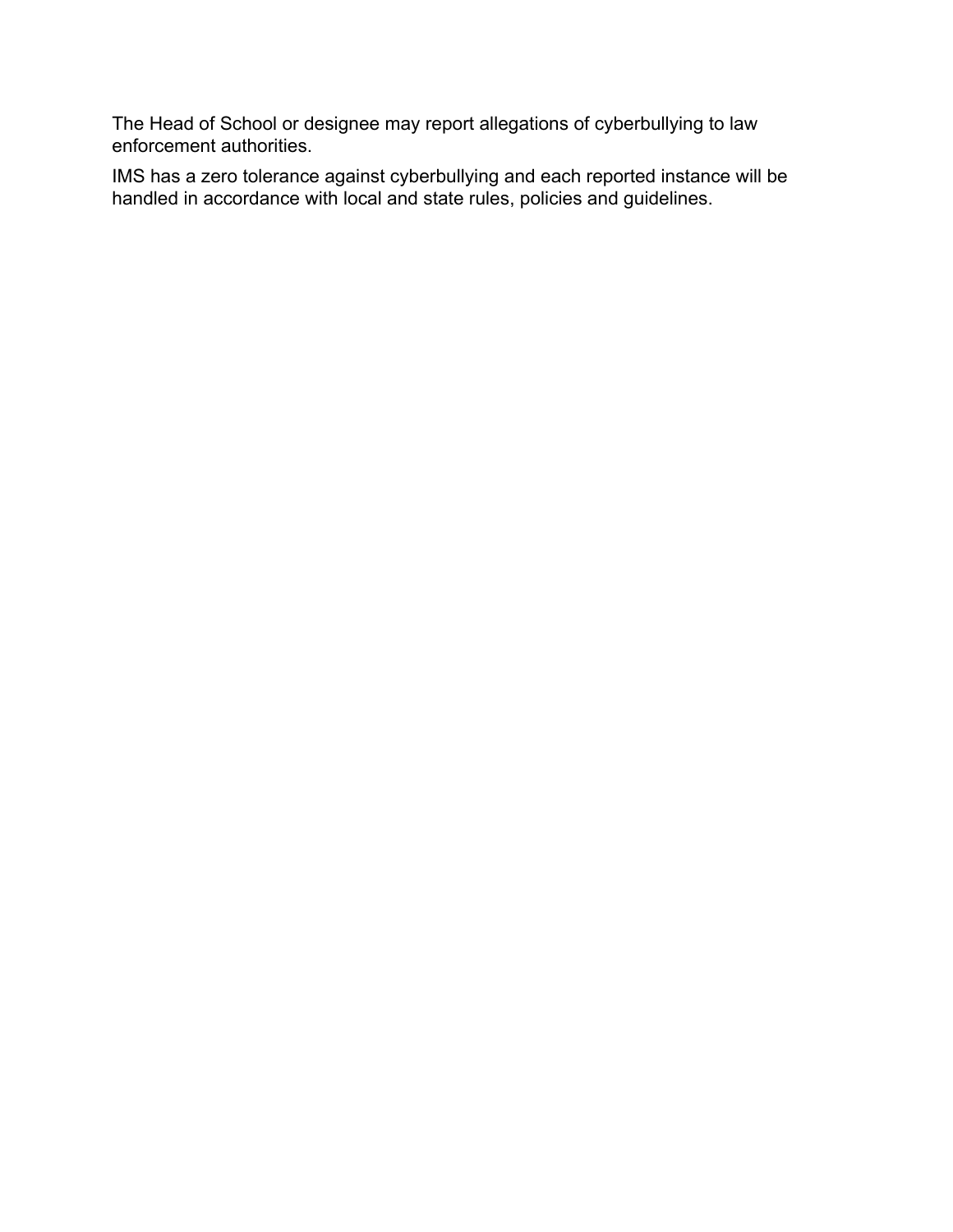The Head of School or designee may report allegations of cyberbullying to law enforcement authorities.

IMS has a zero tolerance against cyberbullying and each reported instance will be handled in accordance with local and state rules, policies and guidelines.